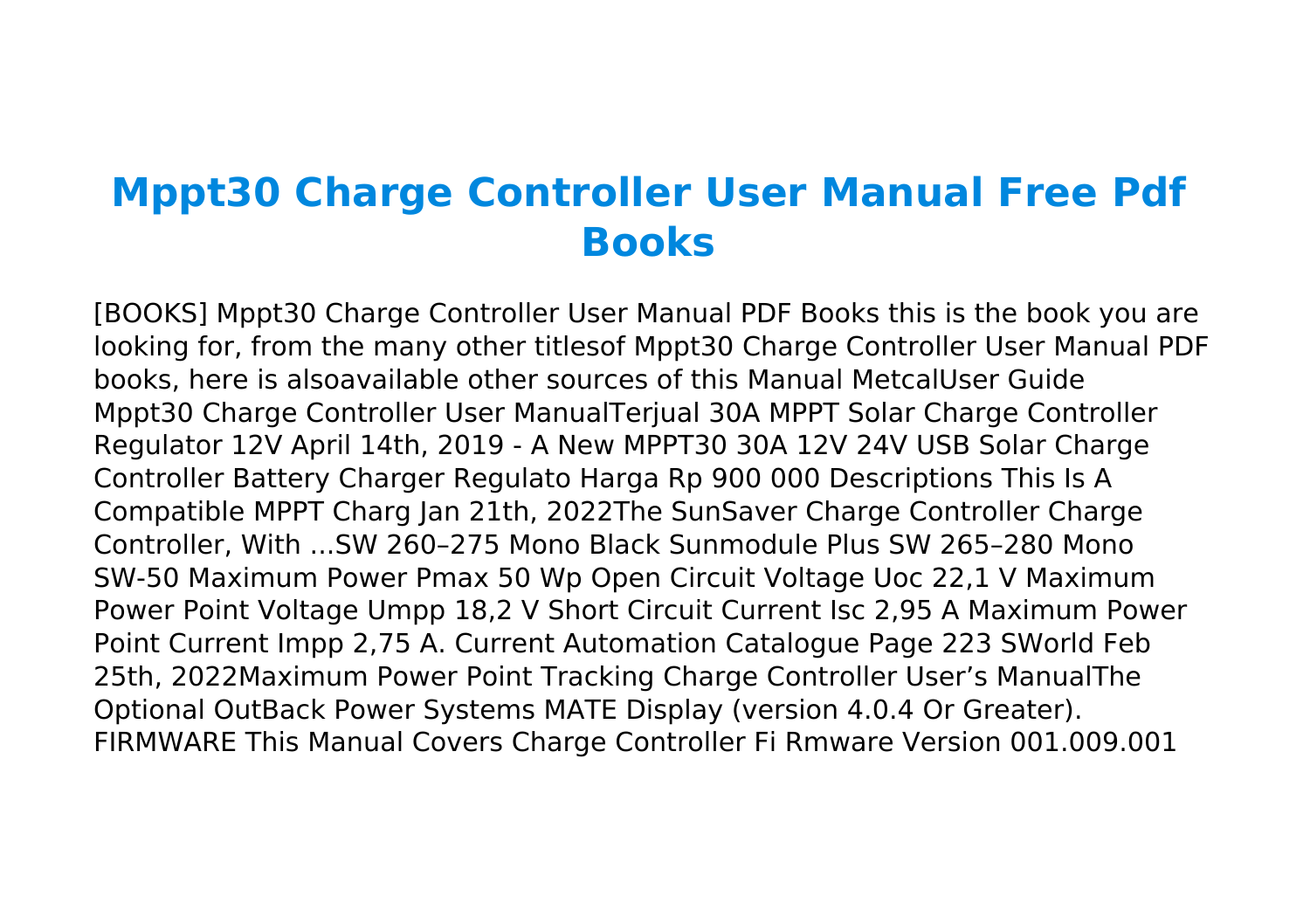# Mppt30 Charge Controller User Manual Free Pdf Books

[BOOKS] Mppt30 Charge Controller User Manual PDF Books this is the book you are looking for, from the many other titlesof Mppt30 Charge Controller User Manual PDF books, here is alsoavailable other sources of this Manual MetcalUser Guide Mppt30 Charge Controller User ManualTerjual 30A MPPT Solar Charge Controller Regulator 12V April 14th, 2019 - A New MPPT30 30A 12V 24V USB Solar Charge Controller Battery Charger Regulato Harga Rp 900 000 Descriptions This Is A Compatible MPPT Charg Jan 21th, 2022The SunSaver Charge Controller Charge Controller, With ...SW 260–275 Mono Black Sunmodule Plus SW 265–280 Mono SW-50 Maximum Power Pmax 50 Wp Open Circuit Voltage Uoc 22,1 V Maximum Power Point Voltage Umpp 18,2 V Short Circuit Current Isc 2,95 A Maximum Power Point Current Impp 2,75 A. Current Automation Catalogue Page 223 SWorld Feb 25th, 2022Maximum Power Point Tracking Charge Controller User's ManualThe Optional OutBack Power Systems MATE Display (version 4.0.4 Or Greater). FIRMWARE This Manual Covers Charge Controller Fi Rmware Version 001.009.001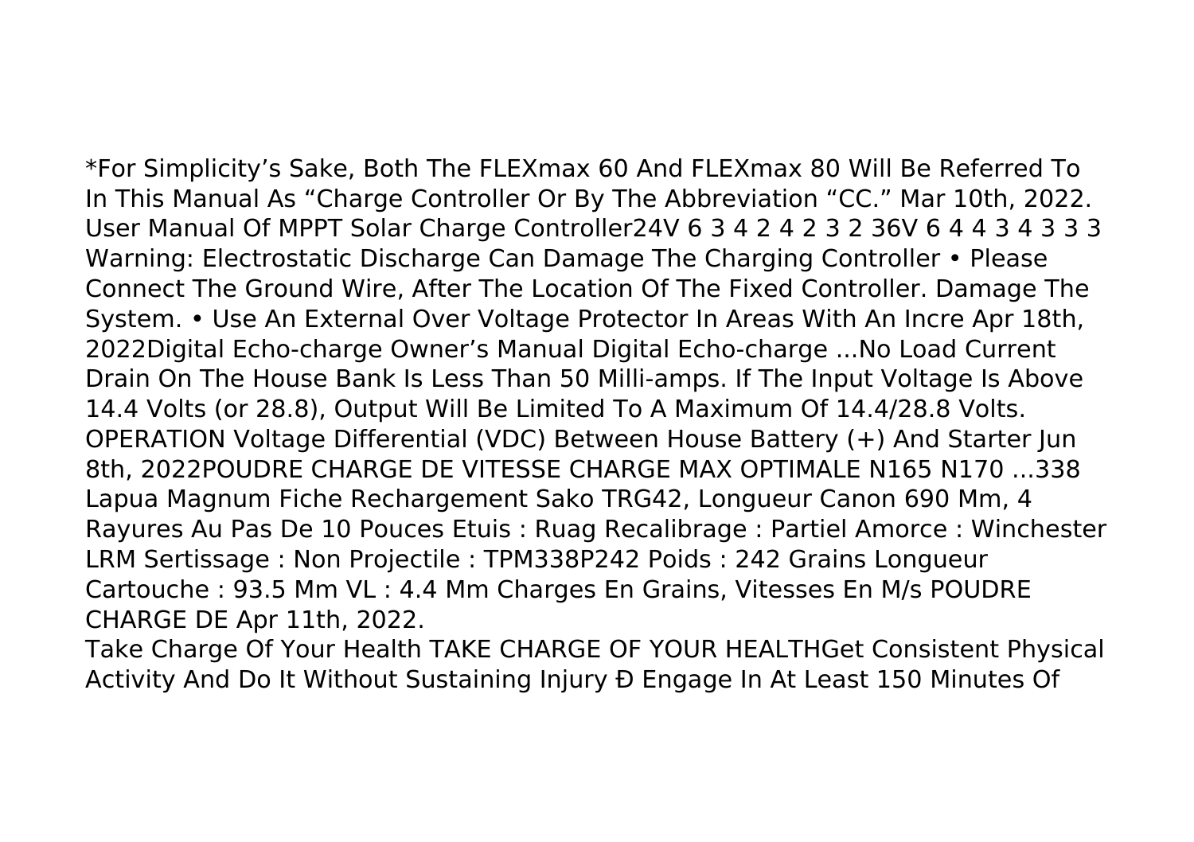*For Simplicity's Sake, Both The FLEXmax 60 And FLEXmax 80 Will Be Referred To In This Manual As "Charge Controller Or By The Abbreviation "CC." Mar 10th, 2022.
User Manual Of MPPT Solar Charge Controller24V 6 3 4 2 4 2 3 2 36V 6 4 4 3 4 3 3 3 Warning: Electrostatic Discharge Can Damage The Charging Controller • Please Connect The Ground Wire, After The Location Of The Fixed Controller. Damage The System. • Use An External Over Voltage Protector In Areas With An Incre Apr 18th, 2022Digital Echo-charge Owner's Manual Digital Echo-charge ...No Load Current Drain On The House Bank Is Less Than 50 Milli-amps. If The Input Voltage Is Above 14.4 Volts (or 28.8), Output Will Be Limited To A Maximum Of 14.4/28.8 Volts. OPERATION Voltage Differential (VDC) Between House Battery (+) And Starter Jun 8th, 2022POUDRE CHARGE DE VITESSE CHARGE MAX OPTIMALE N165 N170 ...338 Lapua Magnum Fiche Rechargement Sako TRG42, Longueur Canon 690 Mm, 4 Rayures Au Pas De 10 Pouces Etuis : Ruag Recalibrage : Partiel Amorce : Winchester LRM Sertissage : Non Projectile : TPM338P242 Poids : 242 Grains Longueur Cartouche : 93.5 Mm VL : 4.4 Mm Charges En Grains, Vitesses En M/s POUDRE CHARGE DE Apr 11th, 2022.

Take Charge Of Your Health TAKE CHARGE OF YOUR HEALTHGet Consistent Physical Activity And Do It Without Sustaining Injury Ð Engage In At Least 150 Minutes Of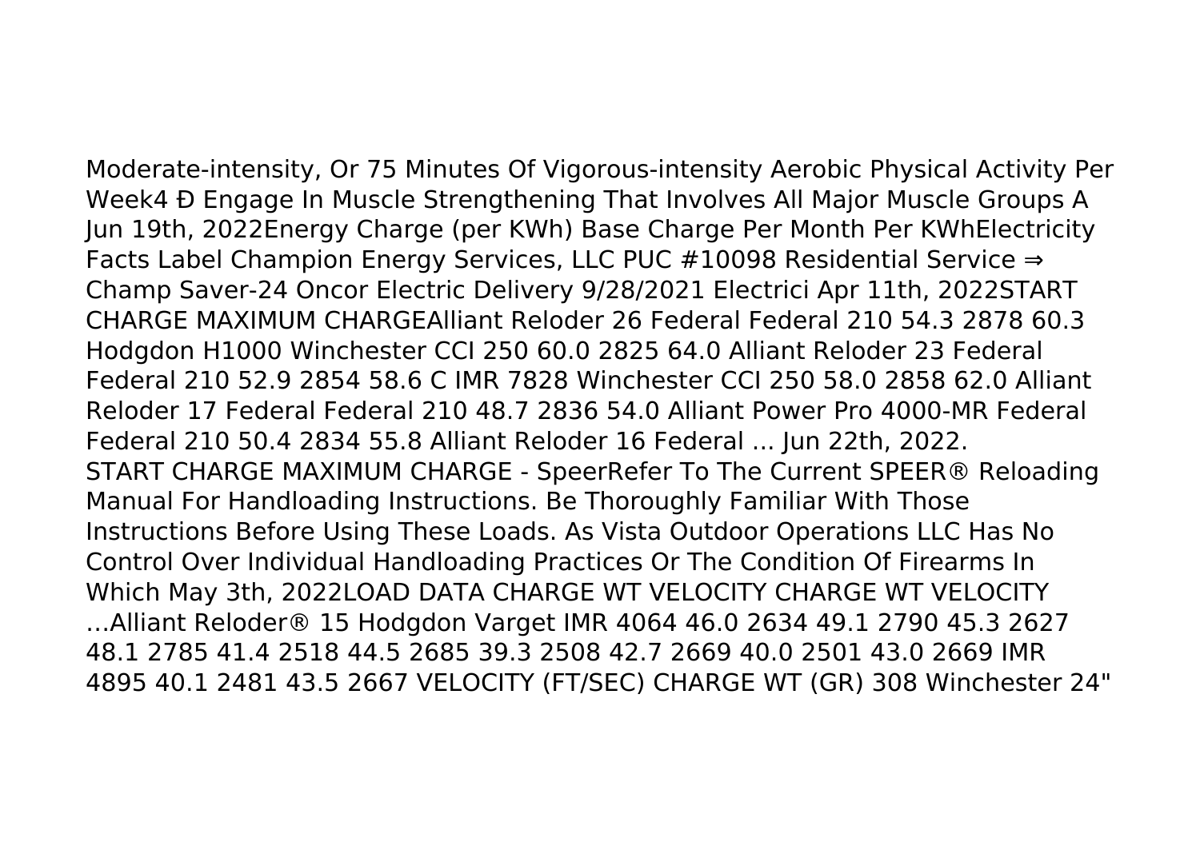Moderate-intensity, Or 75 Minutes Of Vigorous-intensity Aerobic Physical Activity Per Week4 Ð Engage In Muscle Strengthening That Involves All Major Muscle Groups A Jun 19th, 2022Energy Charge (per KWh) Base Charge Per Month Per KWhElectricity Facts Label Champion Energy Services, LLC PUC #10098 Residential Service ⇒ Champ Saver-24 Oncor Electric Delivery 9/28/2021 Electrici Apr 11th, 2022START CHARGE MAXIMUM CHARGEAlliant Reloder 26 Federal Federal 210 54.3 2878 60.3 Hodgdon H1000 Winchester CCI 250 60.0 2825 64.0 Alliant Reloder 23 Federal Federal 210 52.9 2854 58.6 C IMR 7828 Winchester CCI 250 58.0 2858 62.0 Alliant Reloder 17 Federal Federal 210 48.7 2836 54.0 Alliant Power Pro 4000-MR Federal Federal 210 50.4 2834 55.8 Alliant Reloder 16 Federal ... Jun 22th, 2022.

START CHARGE MAXIMUM CHARGE - SpeerRefer To The Current SPEER® Reloading Manual For Handloading Instructions. Be Thoroughly Familiar With Those Instructions Before Using These Loads. As Vista Outdoor Operations LLC Has No Control Over Individual Handloading Practices Or The Condition Of Firearms In Which May 3th, 2022LOAD DATA CHARGE WT VELOCITY CHARGE WT VELOCITY ...Alliant Reloder® 15 Hodgdon Varget IMR 4064 46.0 2634 49.1 2790 45.3 2627 48.1 2785 41.4 2518 44.5 2685 39.3 2508 42.7 2669 40.0 2501 43.0 2669 IMR 4895 40.1 2481 43.5 2667 VELOCITY (FT/SEC) CHARGE WT (GR) 308 Winchester 24"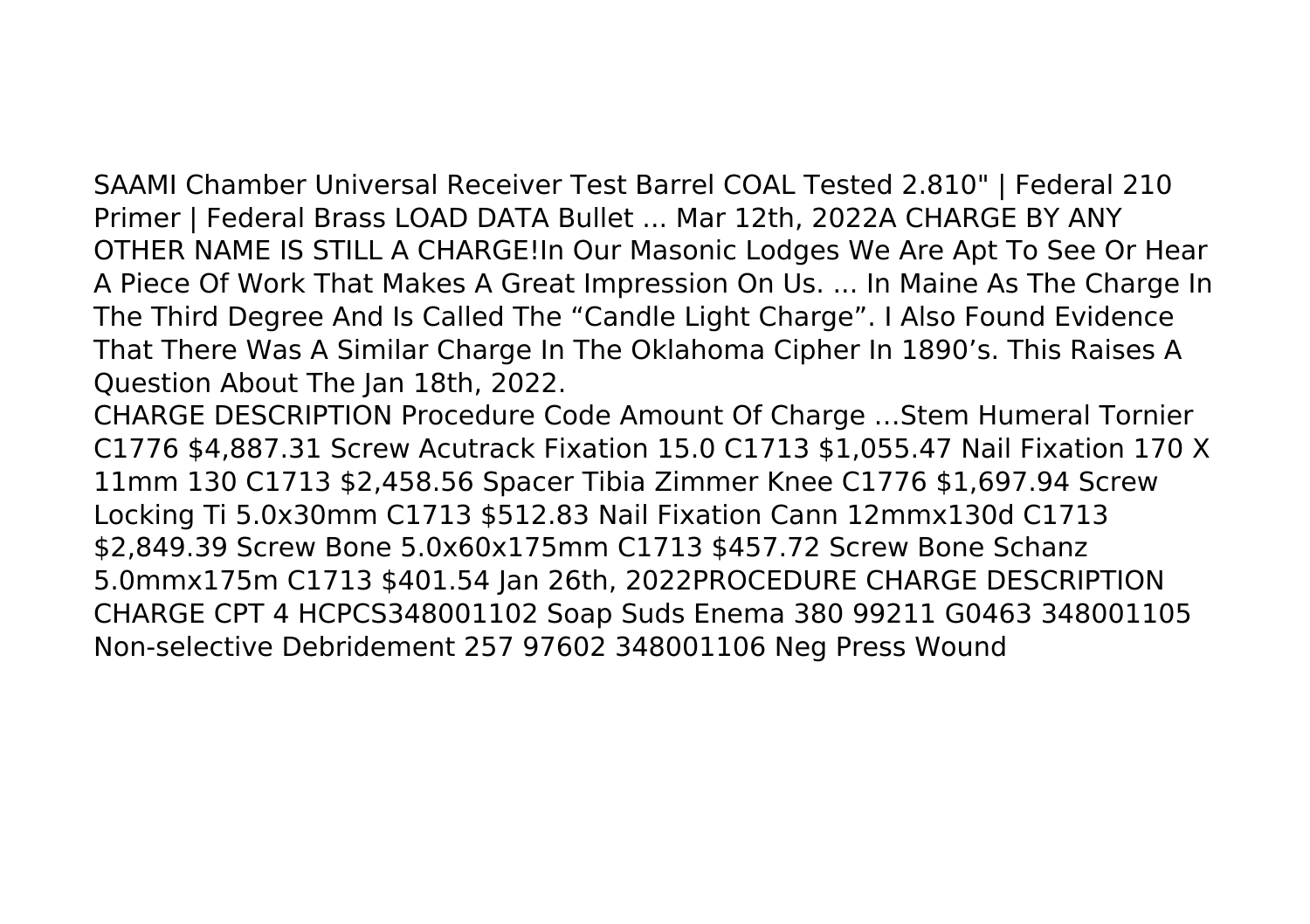SAAMI Chamber Universal Receiver Test Barrel COAL Tested 2.810" | Federal 210 Primer | Federal Brass LOAD DATA Bullet ... Mar 12th, 2022A CHARGE BY ANY OTHER NAME IS STILL A CHARGE!In Our Masonic Lodges We Are Apt To See Or Hear A Piece Of Work That Makes A Great Impression On Us. ... In Maine As The Charge In The Third Degree And Is Called The "Candle Light Charge". I Also Found Evidence That There Was A Similar Charge In The Oklahoma Cipher In 1890's. This Raises A Question About The Jan 18th, 2022.

CHARGE DESCRIPTION Procedure Code Amount Of Charge …Stem Humeral Tornier C1776 $4,887.31 Screw Acutrack Fixation 15.0 C1713 $1,055.47 Nail Fixation 170 X 11mm 130 C1713 $2,458.56 Spacer Tibia Zimmer Knee C1776 $1,697.94 Screw Locking Ti 5.0x30mm C1713 $512.83 Nail Fixation Cann 12mmx130d C1713 $2,849.39 Screw Bone 5.0x60x175mm C1713 $457.72 Screw Bone Schanz 5.0mmx175m C1713 $401.54 Jan 26th, 2022PROCEDURE CHARGE DESCRIPTION CHARGE CPT 4 HCPCS348001102 Soap Suds Enema 380 99211 G0463 348001105 Non-selective Debridement 257 97602 348001106 Neg Press Wound